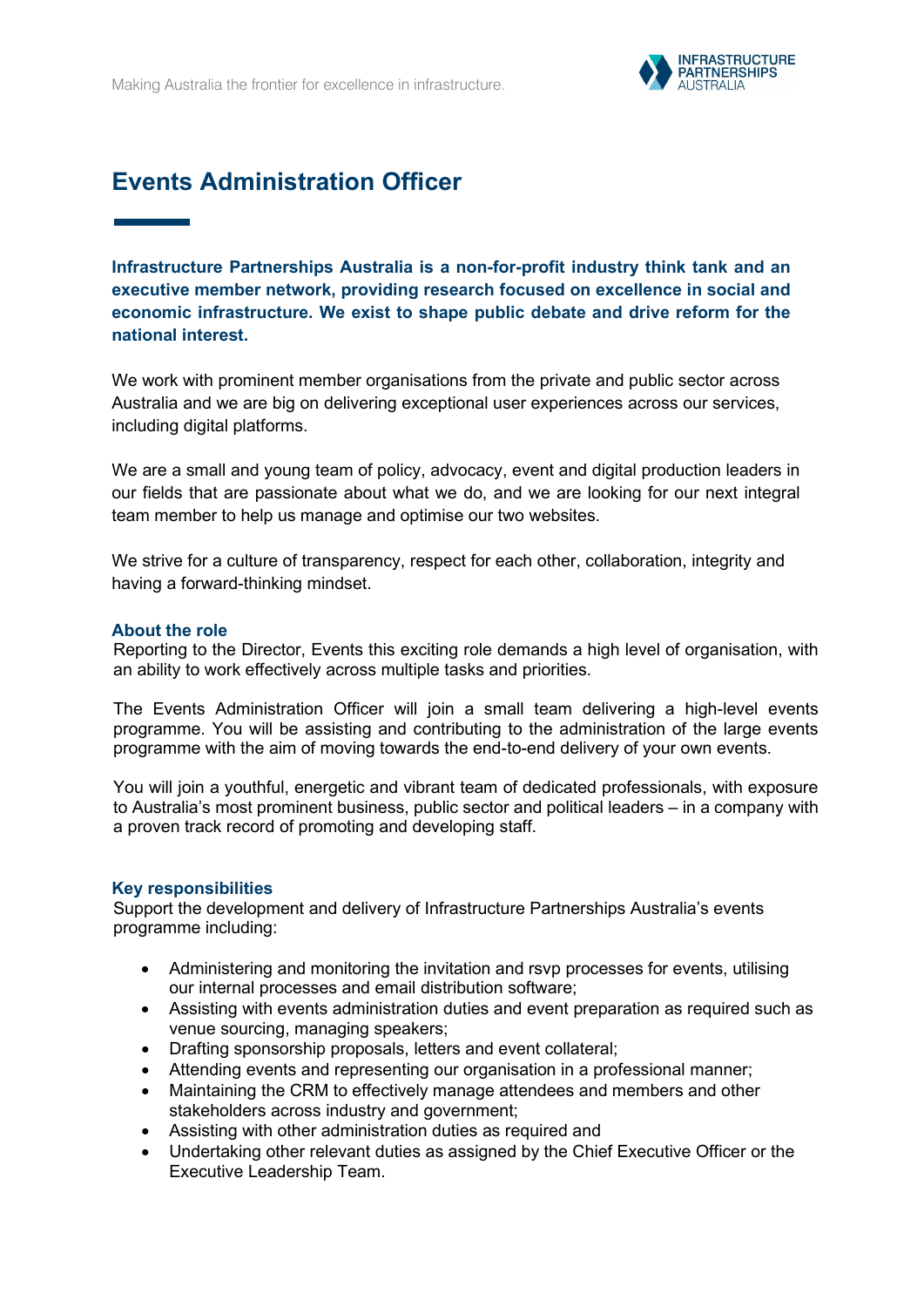# Events Administration Officer

**Infrastructure Partnerships Australia is a non-for-profit industry think tank and an executive member network, providing research focused on excellence in social and economic infrastructure. We exist to shape public debate and drive reform for the national interest.**

We work with prominent member organisations from the private and public sector across Australia and we are big on delivering exceptional user experiences across our services, including digital platforms.

We are a small and young team of policy, advocacy, event and digital production leaders in our fields that are passionate about what we do, and we are looking for our next integral team member to help us manage and optimise our two websites.

We strive for a culture of transparency, respect for each other, collaboration, integrity and having a forward-thinking mindset.

### About the role

Reporting to the Director, Events this exciting role demands a high level of organisation, with an ability to work effectively across multiple tasks and priorities.

The Events Administration Officer will join a small team delivering a high-level events programme. You will be assisting and contributing to the administration of the large events programme with the aim of moving towards the end-to-end delivery of your own events.

You will join a youthful, energetic and vibrant team of dedicated professionals, with exposure to Australia's most prominent business, public sector and political leaders – in a company with a proven track record of promoting and developing staff.

### Key responsibilities

Support the development and delivery of Infrastructure Partnerships Australia's events programme including:

- Administering and monitoring the invitation and rsvp processes for events, utilising our internal processes and email distribution software;
- Assisting with events administration duties and event preparation as required such as venue sourcing, managing speakers;
- Drafting sponsorship proposals, letters and event collateral;
- Attending events and representing our organisation in a professional manner;
- Maintaining the CRM to effectively manage attendees and members and other stakeholders across industry and government;
- Assisting with other administration duties as required and
- Undertaking other relevant duties as assigned by the Chief Executive Officer or the Executive Leadership Team.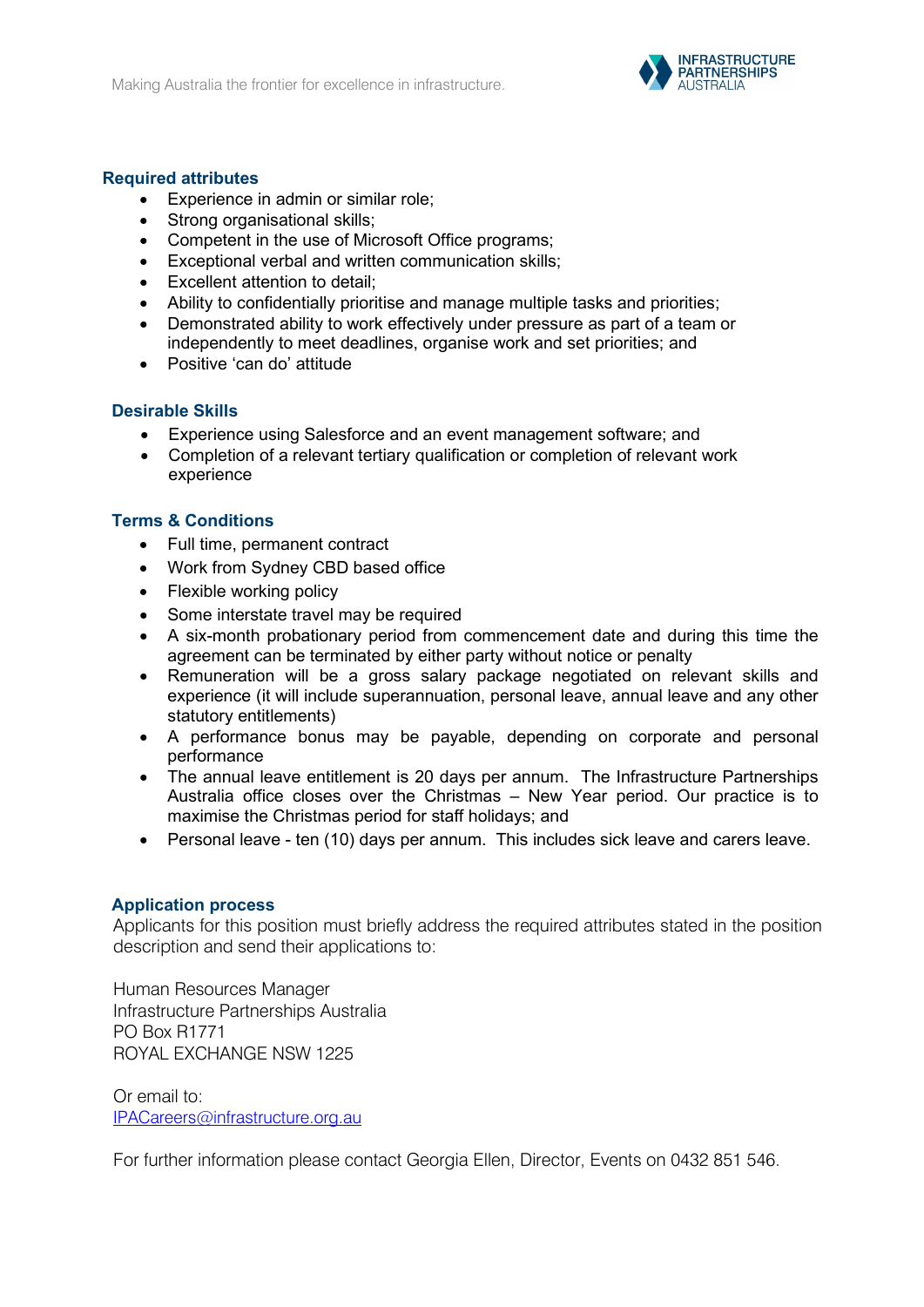## Required attributes

- Experience in admin or similar role;
- Strong organisational skills;
- Competent in the use of Microsoft Office programs;
- Exceptional verbal and written communication skills;
- Excellent attention to detail;
- Ability to confidentially prioritise and manage multiple tasks and priorities;
- Demonstrated ability to work effectively under pressure as part of a team or independently to meet deadlines, organise work and set priorities; and
- Positive 'can do' attitude

## Desirable Skills

- Experience using Salesforce and an event management software; and
- Completion of a relevant tertiary qualification or completion of relevant work experience

## Terms & Conditions

- Full time, permanent contract
- Work from Sydney CBD based office
- Flexible working policy
- Some interstate travel may be required
- A six-month probationary period from commencement date and during this time the agreement can be terminated by either party without notice or penalty
- Remuneration will be a gross salary package negotiated on relevant skills and experience (it will include superannuation, personal leave, annual leave and any other statutory entitlements)
- A performance bonus may be payable, depending on corporate and personal performance
- The annual leave entitlement is 20 days per annum. The Infrastructure Partnerships Australia office closes over the Christmas – New Year period. Our practice is to maximise the Christmas period for staff holidays; and
- Personal leave - ten (10) days per annum. This includes sick leave and carers leave.

## Application process

Applicants for this position must briefly address the required attributes stated in the position description and send their applications to:

Human Resources Manager
Infrastructure Partnerships Australia
PO Box R1771
ROYAL EXCHANGE NSW 1225

Or email to:
IPACareers@infrastructure.org.au

For further information please contact Georgia Ellen, Director, Events on 0432 851 546.